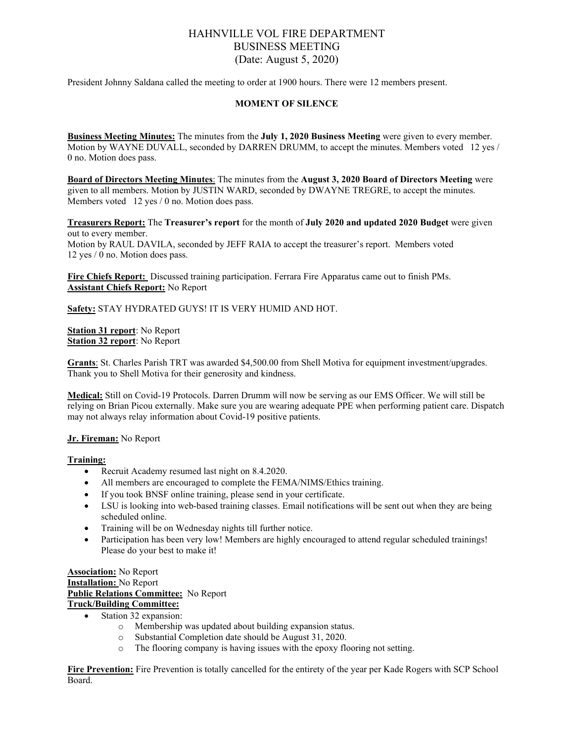# HAHNVILLE VOL FIRE DEPARTMENT
## BUSINESS MEETING
### (Date: August 5, 2020)

President Johnny Saldana called the meeting to order at 1900 hours. There were 12 members present.

**MOMENT OF SILENCE**

**Business Meeting Minutes:** The minutes from the **July 1, 2020 Business Meeting** were given to every member. Motion by WAYNE DUVALL, seconded by DARREN DRUMM, to accept the minutes. Members voted 12 yes / 0 no. Motion does pass.

**Board of Directors Meeting Minutes**: The minutes from the **August 3, 2020 Board of Directors Meeting** were given to all members. Motion by JUSTIN WARD, seconded by DWAYNE TREGRE, to accept the minutes. Members voted 12 yes / 0 no. Motion does pass.

**Treasurers Report:** The **Treasurer's report** for the month of **July 2020 and updated 2020 Budget** were given out to every member.
Motion by RAUL DAVILA, seconded by JEFF RAIA to accept the treasurer's report. Members voted 12 yes / 0 no. Motion does pass.

**Fire Chiefs Report:** Discussed training participation. Ferrara Fire Apparatus came out to finish PMs.
**Assistant Chiefs Report:** No Report

**Safety:** STAY HYDRATED GUYS! IT IS VERY HUMID AND HOT.

**Station 31 report**: No Report
**Station 32 report**: No Report

**Grants**: St. Charles Parish TRT was awarded $4,500.00 from Shell Motiva for equipment investment/upgrades. Thank you to Shell Motiva for their generosity and kindness.

**Medical:** Still on Covid-19 Protocols. Darren Drumm will now be serving as our EMS Officer. We will still be relying on Brian Picou externally. Make sure you are wearing adequate PPE when performing patient care. Dispatch may not always relay information about Covid-19 positive patients.

**Jr. Fireman:** No Report

**Training:**

- Recruit Academy resumed last night on 8.4.2020.
- All members are encouraged to complete the FEMA/NIMS/Ethics training.
- If you took BNSF online training, please send in your certificate.
- LSU is looking into web-based training classes. Email notifications will be sent out when they are being scheduled online.
- Training will be on Wednesday nights till further notice.
- Participation has been very low! Members are highly encouraged to attend regular scheduled trainings! Please do your best to make it!

**Association:** No Report
**Installation:** No Report
**Public Relations Committee:** No Report
**Truck/Building Committee:**

- Station 32 expansion:
  - Membership was updated about building expansion status.
  - Substantial Completion date should be August 31, 2020.
  - The flooring company is having issues with the epoxy flooring not setting.

**Fire Prevention:** Fire Prevention is totally cancelled for the entirety of the year per Kade Rogers with SCP School Board.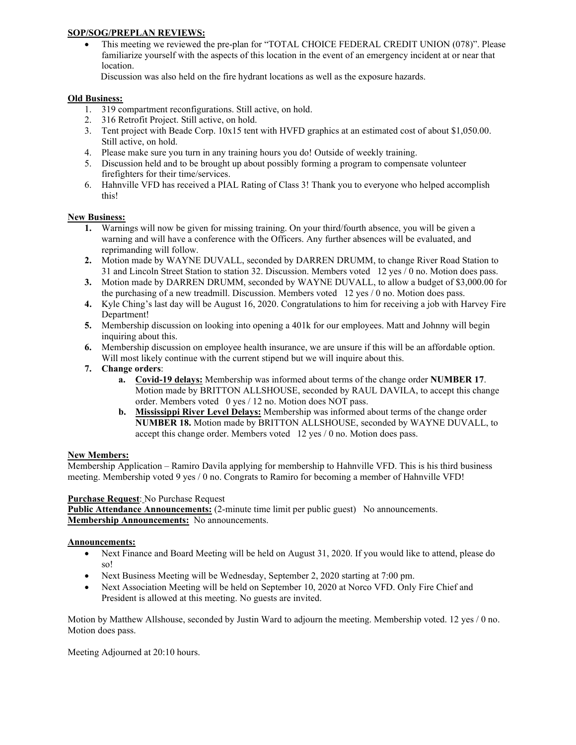**SOP/SOG/PREPLAN REVIEWS:**

- This meeting we reviewed the pre-plan for "TOTAL CHOICE FEDERAL CREDIT UNION (078)". Please familiarize yourself with the aspects of this location in the event of an emergency incident at or near that location.
  
  Discussion was also held on the fire hydrant locations as well as the exposure hazards.

**Old Business:**

1. 319 compartment reconfigurations. Still active, on hold.
2. 316 Retrofit Project. Still active, on hold.
3. Tent project with Beade Corp. 10x15 tent with HVFD graphics at an estimated cost of about $1,050.00. Still active, on hold.
4. Please make sure you turn in any training hours you do! Outside of weekly training.
5. Discussion held and to be brought up about possibly forming a program to compensate volunteer firefighters for their time/services.
6. Hahnville VFD has received a PIAL Rating of Class 3! Thank you to everyone who helped accomplish this!

**New Business:**

1. Warnings will now be given for missing training. On your third/fourth absence, you will be given a warning and will have a conference with the Officers. Any further absences will be evaluated, and reprimanding will follow.
2. Motion made by WAYNE DUVALL, seconded by DARREN DRUMM, to change River Road Station to 31 and Lincoln Street Station to station 32. Discussion. Members voted 12 yes / 0 no. Motion does pass.
3. Motion made by DARREN DRUMM, seconded by WAYNE DUVALL, to allow a budget of $3,000.00 for the purchasing of a new treadmill. Discussion. Members voted 12 yes / 0 no. Motion does pass.
4. Kyle Ching's last day will be August 16, 2020. Congratulations to him for receiving a job with Harvey Fire Department!
5. Membership discussion on looking into opening a 401k for our employees. Matt and Johnny will begin inquiring about this.
6. Membership discussion on employee health insurance, we are unsure if this will be an affordable option. Will most likely continue with the current stipend but we will inquire about this.
7. **Change orders**:
   a. **Covid-19 delays:** Membership was informed about terms of the change order **NUMBER 17**. Motion made by BRITTON ALLSHOUSE, seconded by RAUL DAVILA, to accept this change order. Members voted 0 yes / 12 no. Motion does NOT pass.
   b. **Mississippi River Level Delays:** Membership was informed about terms of the change order **NUMBER 18.** Motion made by BRITTON ALLSHOUSE, seconded by WAYNE DUVALL, to accept this change order. Members voted 12 yes / 0 no. Motion does pass.

**New Members:**

Membership Application – Ramiro Davila applying for membership to Hahnville VFD. This is his third business meeting. Membership voted 9 yes / 0 no. Congrats to Ramiro for becoming a member of Hahnville VFD!

**Purchase Request**: No Purchase Request

**Public Attendance Announcements:** (2-minute time limit per public guest) No announcements.

**Membership Announcements:** No announcements.

**Announcements:**

- Next Finance and Board Meeting will be held on August 31, 2020. If you would like to attend, please do so!
- Next Business Meeting will be Wednesday, September 2, 2020 starting at 7:00 pm.
- Next Association Meeting will be held on September 10, 2020 at Norco VFD. Only Fire Chief and President is allowed at this meeting. No guests are invited.

Motion by Matthew Allshouse, seconded by Justin Ward to adjourn the meeting. Membership voted. 12 yes / 0 no. Motion does pass.

Meeting Adjourned at 20:10 hours.